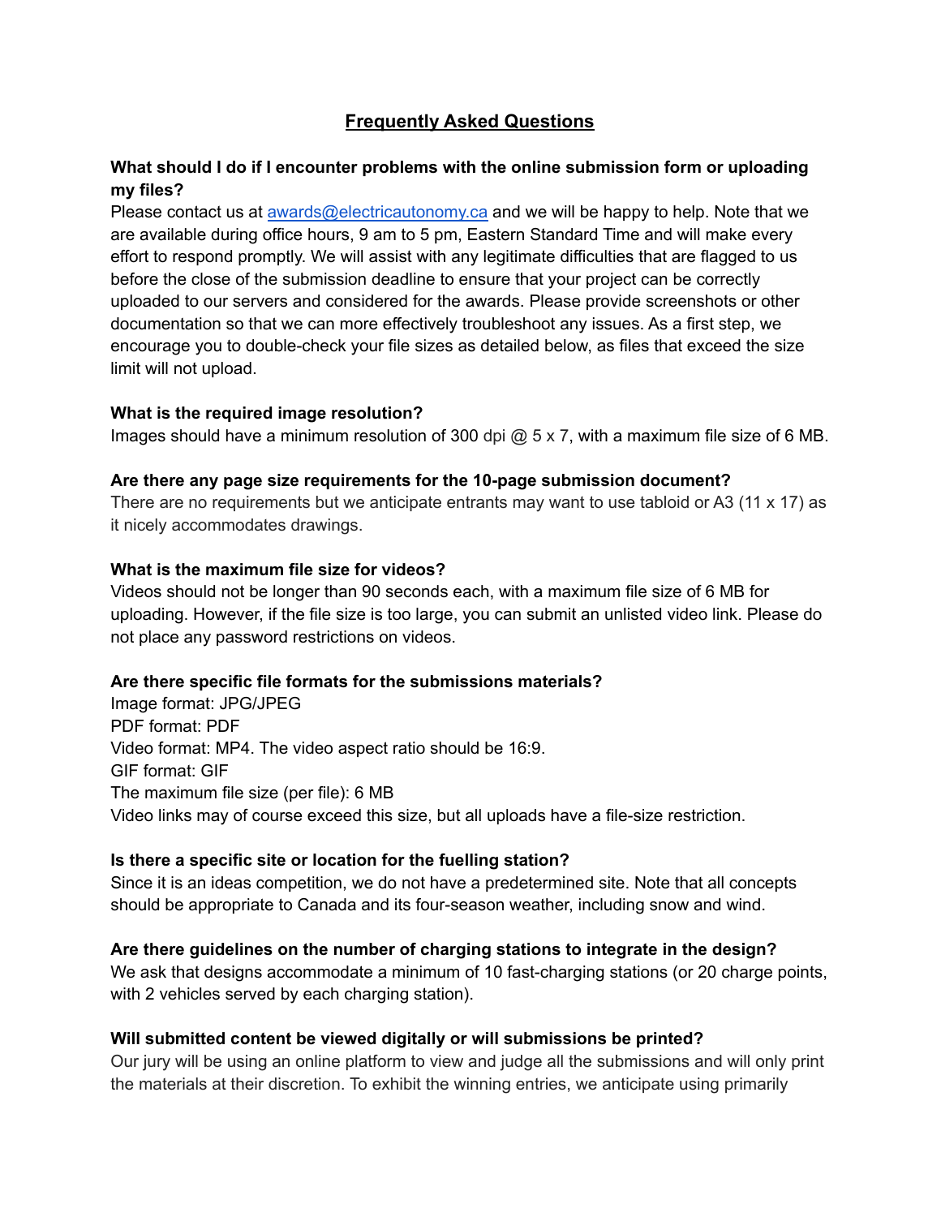# Frequently Asked Questions

**What should I do if I encounter problems with the online submission form or uploading my files?**

Please contact us at [awards@electricautonomy.ca](mailto:awards@electricautonomy.ca) and we will be happy to help. Note that we are available during office hours, 9 am to 5 pm, Eastern Standard Time and will make every effort to respond promptly. We will assist with any legitimate difficulties that are flagged to us before the close of the submission deadline to ensure that your project can be correctly uploaded to our servers and considered for the awards. Please provide screenshots or other documentation so that we can more effectively troubleshoot any issues. As a first step, we encourage you to double-check your file sizes as detailed below, as files that exceed the size limit will not upload.

**What is the required image resolution?**

Images should have a minimum resolution of 300 dpi @ 5 x 7, with a maximum file size of 6 MB.

**Are there any page size requirements for the 10-page submission document?**

There are no requirements but we anticipate entrants may want to use tabloid or A3 (11 x 17) as it nicely accommodates drawings.

**What is the maximum file size for videos?**

Videos should not be longer than 90 seconds each, with a maximum file size of 6 MB for uploading. However, if the file size is too large, you can submit an unlisted video link. Please do not place any password restrictions on videos.

**Are there specific file formats for the submissions materials?**

Image format: JPG/JPEG
PDF format: PDF
Video format: MP4. The video aspect ratio should be 16:9.
GIF format: GIF
The maximum file size (per file): 6 MB
Video links may of course exceed this size, but all uploads have a file-size restriction.

**Is there a specific site or location for the fuelling station?**

Since it is an ideas competition, we do not have a predetermined site. Note that all concepts should be appropriate to Canada and its four-season weather, including snow and wind.

**Are there guidelines on the number of charging stations to integrate in the design?**

We ask that designs accommodate a minimum of 10 fast-charging stations (or 20 charge points, with 2 vehicles served by each charging station).

**Will submitted content be viewed digitally or will submissions be printed?**

Our jury will be using an online platform to view and judge all the submissions and will only print the materials at their discretion. To exhibit the winning entries, we anticipate using primarily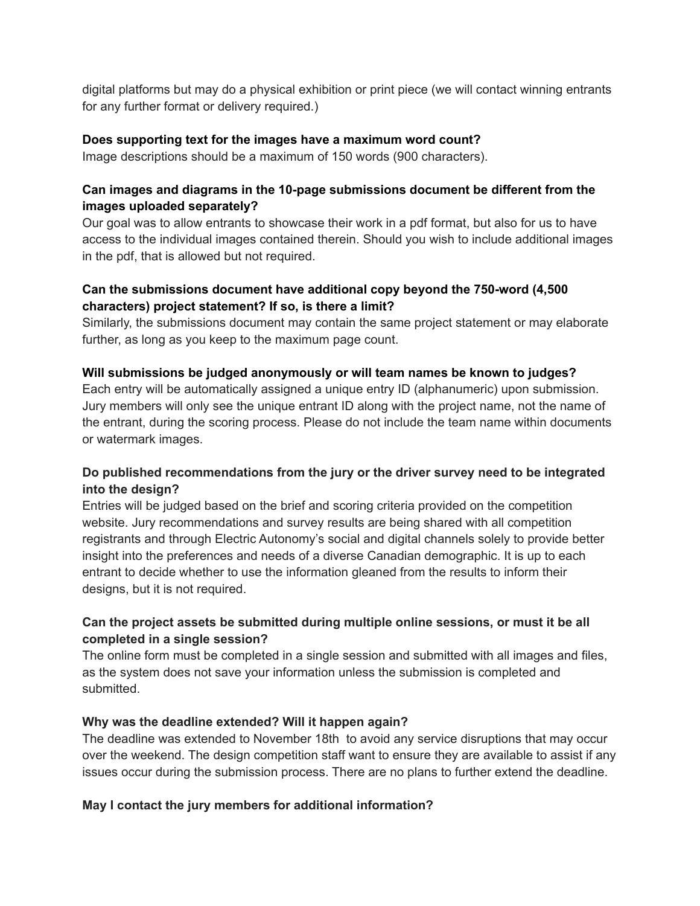digital platforms but may do a physical exhibition or print piece (we will contact winning entrants for any further format or delivery required.)

**Does supporting text for the images have a maximum word count?**
Image descriptions should be a maximum of 150 words (900 characters).

**Can images and diagrams in the 10-page submissions document be different from the images uploaded separately?**
Our goal was to allow entrants to showcase their work in a pdf format, but also for us to have access to the individual images contained therein. Should you wish to include additional images in the pdf, that is allowed but not required.

**Can the submissions document have additional copy beyond the 750-word (4,500 characters) project statement? If so, is there a limit?**
Similarly, the submissions document may contain the same project statement or may elaborate further, as long as you keep to the maximum page count.

**Will submissions be judged anonymously or will team names be known to judges?**
Each entry will be automatically assigned a unique entry ID (alphanumeric) upon submission. Jury members will only see the unique entrant ID along with the project name, not the name of the entrant, during the scoring process. Please do not include the team name within documents or watermark images.

**Do published recommendations from the jury or the driver survey need to be integrated into the design?**
Entries will be judged based on the brief and scoring criteria provided on the competition website. Jury recommendations and survey results are being shared with all competition registrants and through Electric Autonomy's social and digital channels solely to provide better insight into the preferences and needs of a diverse Canadian demographic. It is up to each entrant to decide whether to use the information gleaned from the results to inform their designs, but it is not required.

**Can the project assets be submitted during multiple online sessions, or must it be all completed in a single session?**
The online form must be completed in a single session and submitted with all images and files, as the system does not save your information unless the submission is completed and submitted.

**Why was the deadline extended? Will it happen again?**
The deadline was extended to November 18th to avoid any service disruptions that may occur over the weekend. The design competition staff want to ensure they are available to assist if any issues occur during the submission process. There are no plans to further extend the deadline.

**May I contact the jury members for additional information?**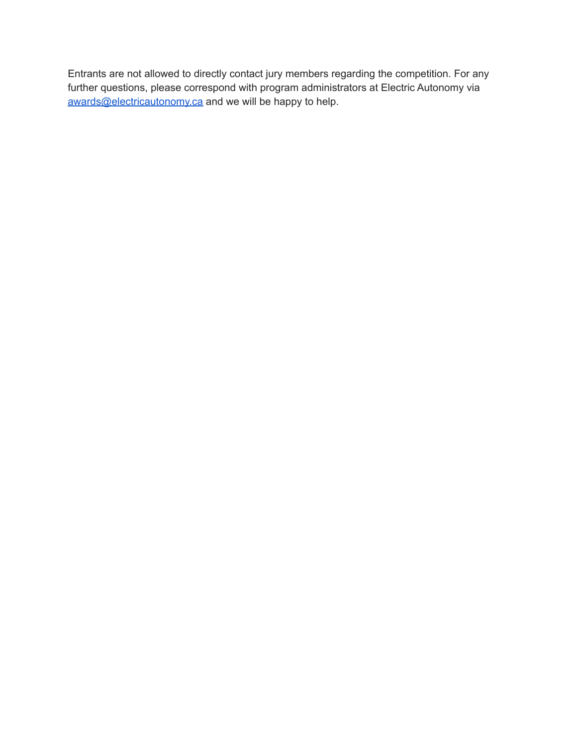Entrants are not allowed to directly contact jury members regarding the competition. For any further questions, please correspond with program administrators at Electric Autonomy via [awards@electricautonomy.ca](mailto:awards@electricautonomy.ca) and we will be happy to help.